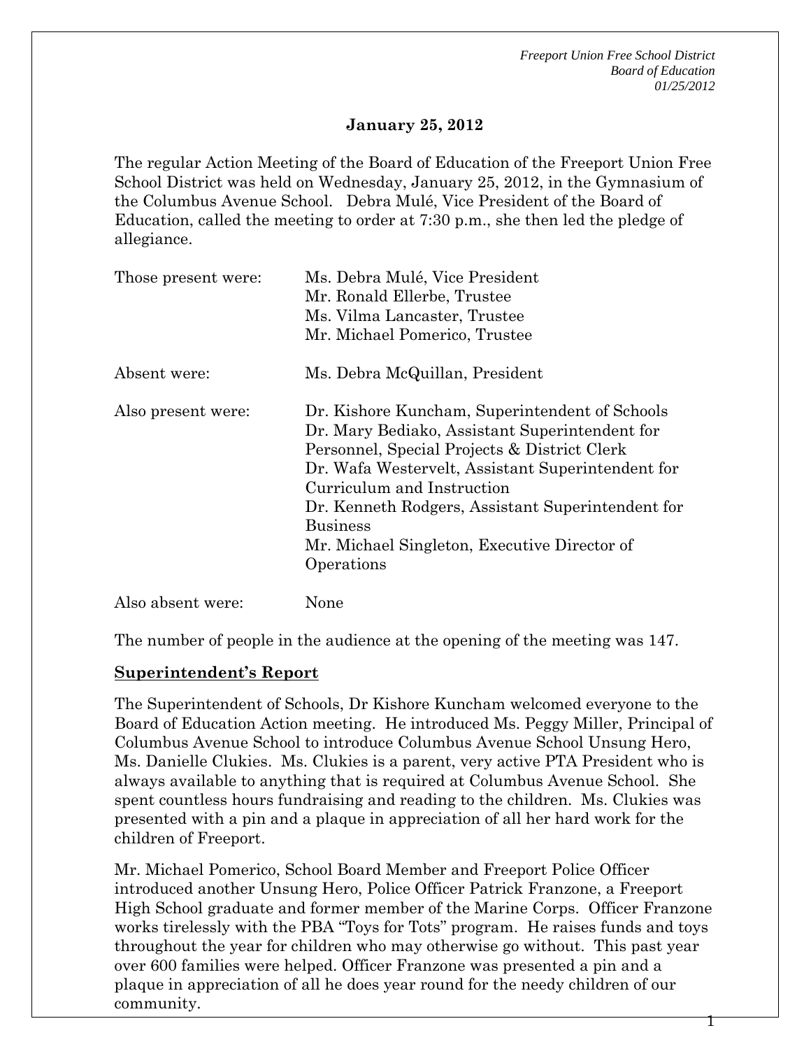**January 25, 2012**

The regular Action Meeting of the Board of Education of the Freeport Union Free School District was held on Wednesday, January 25, 2012, in the Gymnasium of the Columbus Avenue School. Debra Mulé, Vice President of the Board of Education, called the meeting to order at 7:30 p.m., she then led the pledge of allegiance.

| | |
|---|---|
| Those present were: | Ms. Debra Mulé, Vice President<br>Mr. Ronald Ellerbe, Trustee<br>Ms. Vilma Lancaster, Trustee<br>Mr. Michael Pomerico, Trustee |
| Absent were: | Ms. Debra McQuillan, President |
| Also present were: | Dr. Kishore Kuncham, Superintendent of Schools<br>Dr. Mary Bediako, Assistant Superintendent for Personnel, Special Projects & District Clerk<br>Dr. Wafa Westervelt, Assistant Superintendent for Curriculum and Instruction<br>Dr. Kenneth Rodgers, Assistant Superintendent for Business<br>Mr. Michael Singleton, Executive Director of Operations |
| Also absent were: | None |

The number of people in the audience at the opening of the meeting was 147.

**Superintendent's Report**

The Superintendent of Schools, Dr Kishore Kuncham welcomed everyone to the Board of Education Action meeting. He introduced Ms. Peggy Miller, Principal of Columbus Avenue School to introduce Columbus Avenue School Unsung Hero, Ms. Danielle Clukies. Ms. Clukies is a parent, very active PTA President who is always available to anything that is required at Columbus Avenue School. She spent countless hours fundraising and reading to the children. Ms. Clukies was presented with a pin and a plaque in appreciation of all her hard work for the children of Freeport.

Mr. Michael Pomerico, School Board Member and Freeport Police Officer introduced another Unsung Hero, Police Officer Patrick Franzone, a Freeport High School graduate and former member of the Marine Corps. Officer Franzone works tirelessly with the PBA "Toys for Tots" program. He raises funds and toys throughout the year for children who may otherwise go without. This past year over 600 families were helped. Officer Franzone was presented a pin and a plaque in appreciation of all he does year round for the needy children of our community.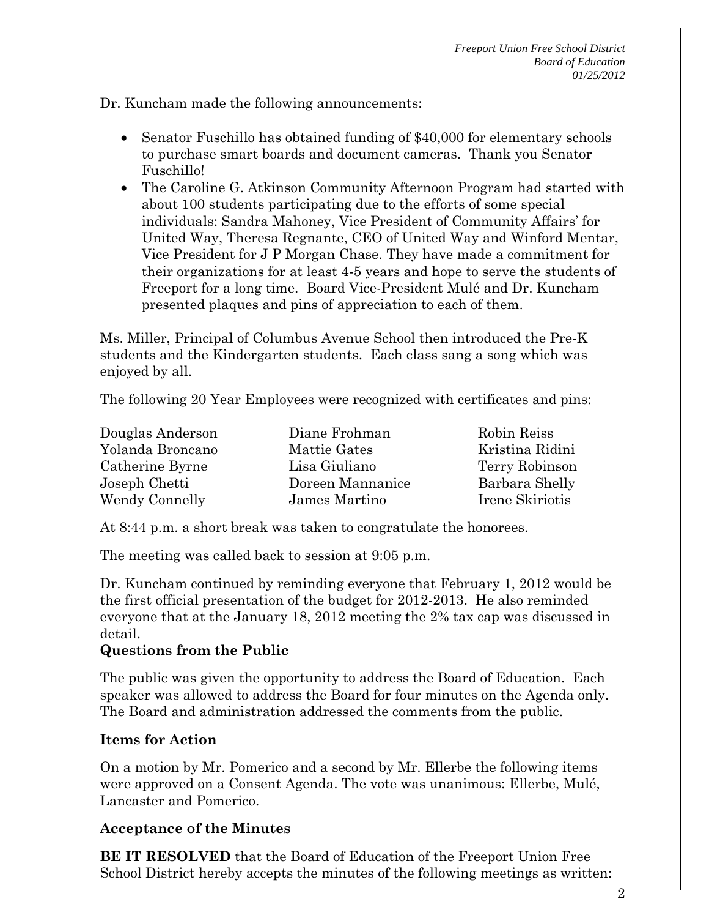Dr. Kuncham made the following announcements:

- Senator Fuschillo has obtained funding of $40,000 for elementary schools to purchase smart boards and document cameras. Thank you Senator Fuschillo!
- The Caroline G. Atkinson Community Afternoon Program had started with about 100 students participating due to the efforts of some special individuals: Sandra Mahoney, Vice President of Community Affairs' for United Way, Theresa Regnante, CEO of United Way and Winford Mentar, Vice President for J P Morgan Chase. They have made a commitment for their organizations for at least 4-5 years and hope to serve the students of Freeport for a long time. Board Vice-President Mulé and Dr. Kuncham presented plaques and pins of appreciation to each of them.

Ms. Miller, Principal of Columbus Avenue School then introduced the Pre-K students and the Kindergarten students. Each class sang a song which was enjoyed by all.

The following 20 Year Employees were recognized with certificates and pins:

| | | |
|---|---|---|
| Douglas Anderson | Diane Frohman | Robin Reiss |
| Yolanda Broncano | Mattie Gates | Kristina Ridini |
| Catherine Byrne | Lisa Giuliano | Terry Robinson |
| Joseph Chetti | Doreen Mannanice | Barbara Shelly |
| Wendy Connelly | James Martino | Irene Skiriotis |

At 8:44 p.m. a short break was taken to congratulate the honorees.

The meeting was called back to session at 9:05 p.m.

Dr. Kuncham continued by reminding everyone that February 1, 2012 would be the first official presentation of the budget for 2012-2013. He also reminded everyone that at the January 18, 2012 meeting the 2% tax cap was discussed in detail.

**Questions from the Public**

The public was given the opportunity to address the Board of Education. Each speaker was allowed to address the Board for four minutes on the Agenda only. The Board and administration addressed the comments from the public.

**Items for Action**

On a motion by Mr. Pomerico and a second by Mr. Ellerbe the following items were approved on a Consent Agenda. The vote was unanimous: Ellerbe, Mulé, Lancaster and Pomerico.

**Acceptance of the Minutes**

**BE IT RESOLVED** that the Board of Education of the Freeport Union Free School District hereby accepts the minutes of the following meetings as written: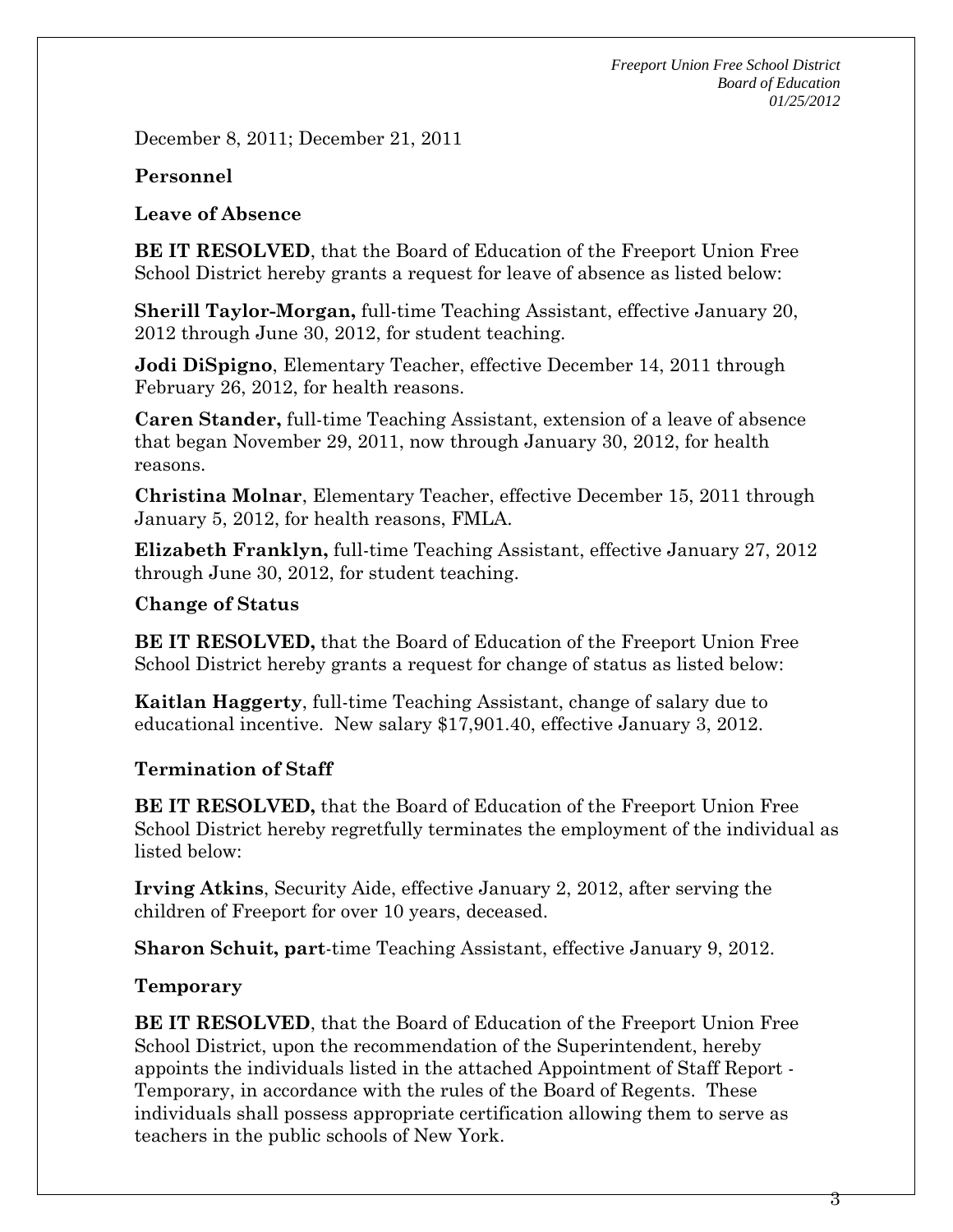December 8, 2011; December 21, 2011

**Personnel**

**Leave of Absence**

**BE IT RESOLVED**, that the Board of Education of the Freeport Union Free School District hereby grants a request for leave of absence as listed below:

**Sherill Taylor-Morgan,** full-time Teaching Assistant, effective January 20, 2012 through June 30, 2012, for student teaching.

**Jodi DiSpigno**, Elementary Teacher, effective December 14, 2011 through February 26, 2012, for health reasons.

**Caren Stander,** full-time Teaching Assistant, extension of a leave of absence that began November 29, 2011, now through January 30, 2012, for health reasons.

**Christina Molnar**, Elementary Teacher, effective December 15, 2011 through January 5, 2012, for health reasons, FMLA.

**Elizabeth Franklyn,** full-time Teaching Assistant, effective January 27, 2012 through June 30, 2012, for student teaching.

**Change of Status**

**BE IT RESOLVED,** that the Board of Education of the Freeport Union Free School District hereby grants a request for change of status as listed below:

**Kaitlan Haggerty**, full-time Teaching Assistant, change of salary due to educational incentive. New salary $17,901.40, effective January 3, 2012.

**Termination of Staff**

**BE IT RESOLVED,** that the Board of Education of the Freeport Union Free School District hereby regretfully terminates the employment of the individual as listed below:

**Irving Atkins**, Security Aide, effective January 2, 2012, after serving the children of Freeport for over 10 years, deceased.

**Sharon Schuit, part**-time Teaching Assistant, effective January 9, 2012.

**Temporary**

**BE IT RESOLVED**, that the Board of Education of the Freeport Union Free School District, upon the recommendation of the Superintendent, hereby appoints the individuals listed in the attached Appointment of Staff Report - Temporary, in accordance with the rules of the Board of Regents. These individuals shall possess appropriate certification allowing them to serve as teachers in the public schools of New York.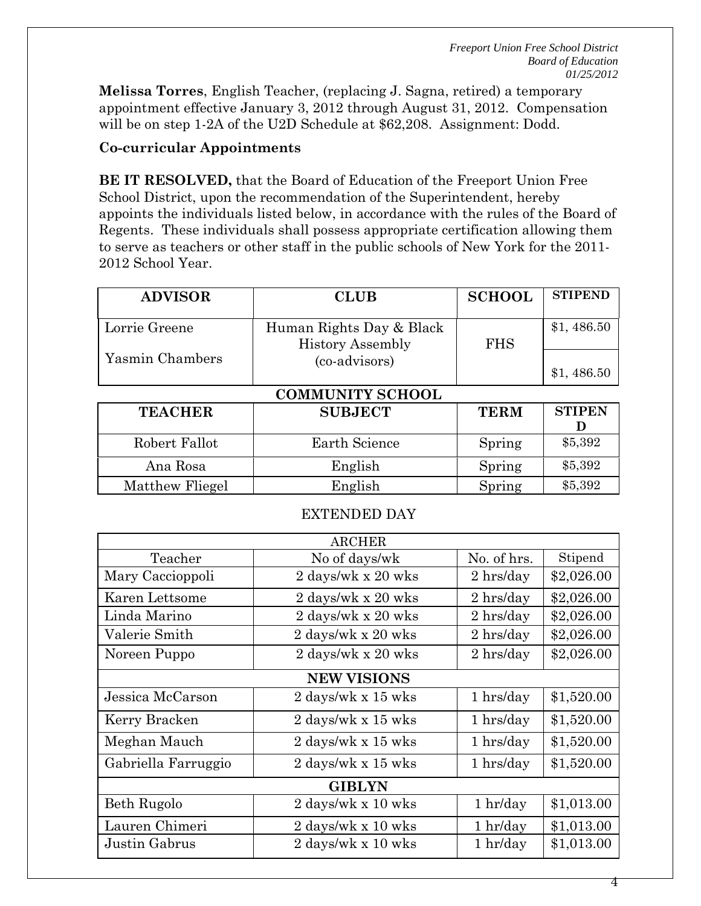**Melissa Torres**, English Teacher, (replacing J. Sagna, retired) a temporary appointment effective January 3, 2012 through August 31, 2012. Compensation will be on step 1-2A of the U2D Schedule at $62,208. Assignment: Dodd.

**Co-curricular Appointments**

**BE IT RESOLVED,** that the Board of Education of the Freeport Union Free School District, upon the recommendation of the Superintendent, hereby appoints the individuals listed below, in accordance with the rules of the Board of Regents. These individuals shall possess appropriate certification allowing them to serve as teachers or other staff in the public schools of New York for the 2011-2012 School Year.

| ADVISOR | CLUB | SCHOOL | STIPEND |
|---|---|---|---|
| Lorrie Greene | Human Rights Day & Black History Assembly (co-advisors) | FHS | $1, 486.50 |
| Yasmin Chambers | | | $1, 486.50 |

**COMMUNITY SCHOOL**

| TEACHER | SUBJECT | TERM | STIPEND |
|---|---|---|---|
| Robert Fallot | Earth Science | Spring | $5,392 |
| Ana Rosa | English | Spring | $5,392 |
| Matthew Fliegel | English | Spring | $5,392 |

EXTENDED DAY

| ARCHER | | | |
|---|---|---|---|
| Teacher | No of days/wk | No. of hrs. | Stipend |
| Mary Caccioppoli | 2 days/wk x 20 wks | 2 hrs/day | $2,026.00 |
| Karen Lettsome | 2 days/wk x 20 wks | 2 hrs/day | $2,026.00 |
| Linda Marino | 2 days/wk x 20 wks | 2 hrs/day | $2,026.00 |
| Valerie Smith | 2 days/wk x 20 wks | 2 hrs/day | $2,026.00 |
| Noreen Puppo | 2 days/wk x 20 wks | 2 hrs/day | $2,026.00 |
| **NEW VISIONS** | | | |
| Jessica McCarson | 2 days/wk x 15 wks | 1 hrs/day | $1,520.00 |
| Kerry Bracken | 2 days/wk x 15 wks | 1 hrs/day | $1,520.00 |
| Meghan Mauch | 2 days/wk x 15 wks | 1 hrs/day | $1,520.00 |
| Gabriella Farruggio | 2 days/wk x 15 wks | 1 hrs/day | $1,520.00 |
| **GIBLYN** | | | |
| Beth Rugolo | 2 days/wk x 10 wks | 1 hr/day | $1,013.00 |
| Lauren Chimeri | 2 days/wk x 10 wks | 1 hr/day | $1,013.00 |
| Justin Gabrus | 2 days/wk x 10 wks | 1 hr/day | $1,013.00 |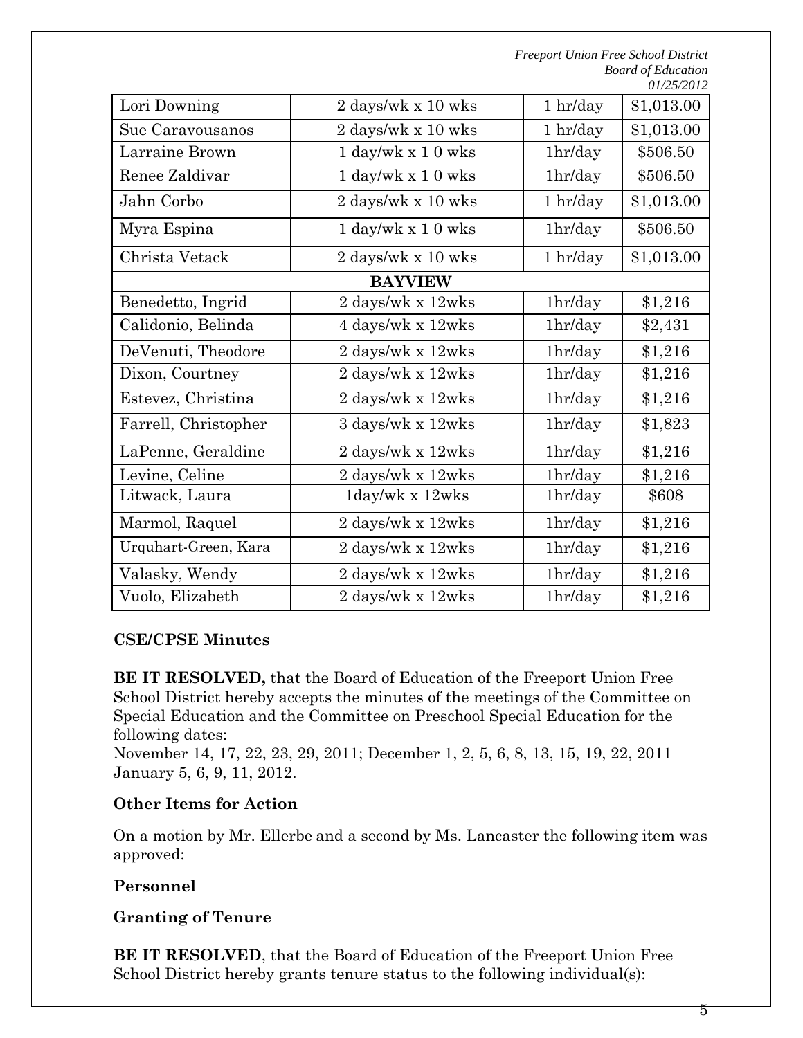| | | | |
|---|---|---|---|
| Lori Downing | 2 days/wk x 10 wks | 1 hr/day | $1,013.00 |
| Sue Caravousanos | 2 days/wk x 10 wks | 1 hr/day | $1,013.00 |
| Larraine Brown | 1 day/wk x 1 0 wks | 1hr/day | $506.50 |
| Renee Zaldivar | 1 day/wk x 1 0 wks | 1hr/day | $506.50 |
| Jahn Corbo | 2 days/wk x 10 wks | 1 hr/day | $1,013.00 |
| Myra Espina | 1 day/wk x 1 0 wks | 1hr/day | $506.50 |
| Christa Vetack | 2 days/wk x 10 wks | 1 hr/day | $1,013.00 |
| **BAYVIEW** | | | |
| Benedetto, Ingrid | 2 days/wk x 12wks | 1hr/day | $1,216 |
| Calidonio, Belinda | 4 days/wk x 12wks | 1hr/day | $2,431 |
| DeVenuti, Theodore | 2 days/wk x 12wks | 1hr/day | $1,216 |
| Dixon, Courtney | 2 days/wk x 12wks | 1hr/day | $1,216 |
| Estevez, Christina | 2 days/wk x 12wks | 1hr/day | $1,216 |
| Farrell, Christopher | 3 days/wk x 12wks | 1hr/day | $1,823 |
| LaPenne, Geraldine | 2 days/wk x 12wks | 1hr/day | $1,216 |
| Levine, Celine | 2 days/wk x 12wks | 1hr/day | $1,216 |
| Litwack, Laura | 1day/wk x 12wks | 1hr/day | $608 |
| Marmol, Raquel | 2 days/wk x 12wks | 1hr/day | $1,216 |
| Urquhart-Green, Kara | 2 days/wk x 12wks | 1hr/day | $1,216 |
| Valasky, Wendy | 2 days/wk x 12wks | 1hr/day | $1,216 |
| Vuolo, Elizabeth | 2 days/wk x 12wks | 1hr/day | $1,216 |

**CSE/CPSE Minutes**

**BE IT RESOLVED,** that the Board of Education of the Freeport Union Free School District hereby accepts the minutes of the meetings of the Committee on Special Education and the Committee on Preschool Special Education for the following dates:
November 14, 17, 22, 23, 29, 2011; December 1, 2, 5, 6, 8, 13, 15, 19, 22, 2011 January 5, 6, 9, 11, 2012.

**Other Items for Action**

On a motion by Mr. Ellerbe and a second by Ms. Lancaster the following item was approved:

**Personnel**

**Granting of Tenure**

**BE IT RESOLVED**, that the Board of Education of the Freeport Union Free School District hereby grants tenure status to the following individual(s):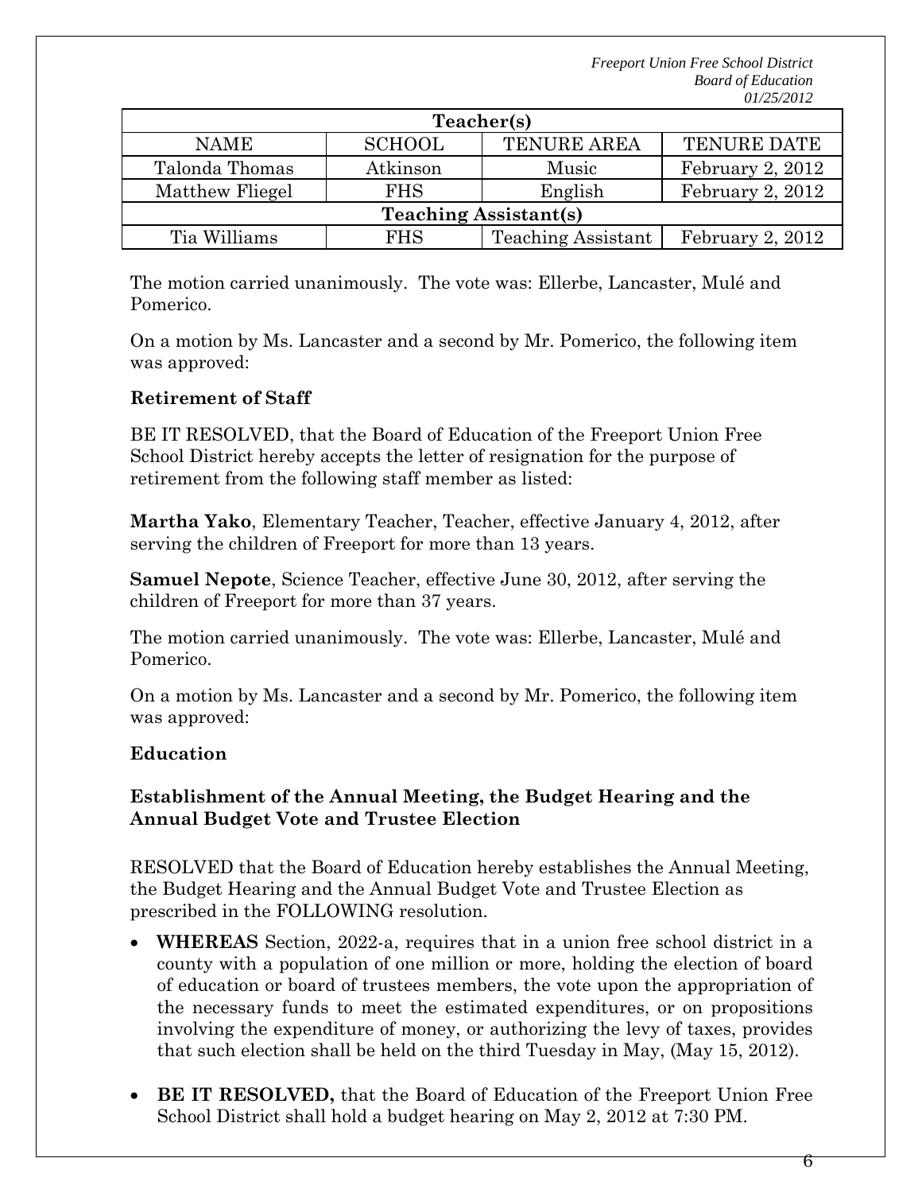| Teacher(s) | | | |
|---|---|---|---|
| NAME | SCHOOL | TENURE AREA | TENURE DATE |
| Talonda Thomas | Atkinson | Music | February 2, 2012 |
| Matthew Fliegel | FHS | English | February 2, 2012 |
| **Teaching Assistant(s)** | | | |
| Tia Williams | FHS | Teaching Assistant | February 2, 2012 |

The motion carried unanimously. The vote was: Ellerbe, Lancaster, Mulé and Pomerico.

On a motion by Ms. Lancaster and a second by Mr. Pomerico, the following item was approved:

**Retirement of Staff**

BE IT RESOLVED, that the Board of Education of the Freeport Union Free School District hereby accepts the letter of resignation for the purpose of retirement from the following staff member as listed:

**Martha Yako**, Elementary Teacher, Teacher, effective January 4, 2012, after serving the children of Freeport for more than 13 years.

**Samuel Nepote**, Science Teacher, effective June 30, 2012, after serving the children of Freeport for more than 37 years.

The motion carried unanimously. The vote was: Ellerbe, Lancaster, Mulé and Pomerico.

On a motion by Ms. Lancaster and a second by Mr. Pomerico, the following item was approved:

**Education**

**Establishment of the Annual Meeting, the Budget Hearing and the Annual Budget Vote and Trustee Election**

RESOLVED that the Board of Education hereby establishes the Annual Meeting, the Budget Hearing and the Annual Budget Vote and Trustee Election as prescribed in the FOLLOWING resolution.

- **WHEREAS** Section, 2022-a, requires that in a union free school district in a county with a population of one million or more, holding the election of board of education or board of trustees members, the vote upon the appropriation of the necessary funds to meet the estimated expenditures, or on propositions involving the expenditure of money, or authorizing the levy of taxes, provides that such election shall be held on the third Tuesday in May, (May 15, 2012).
- **BE IT RESOLVED,** that the Board of Education of the Freeport Union Free School District shall hold a budget hearing on May 2, 2012 at 7:30 PM.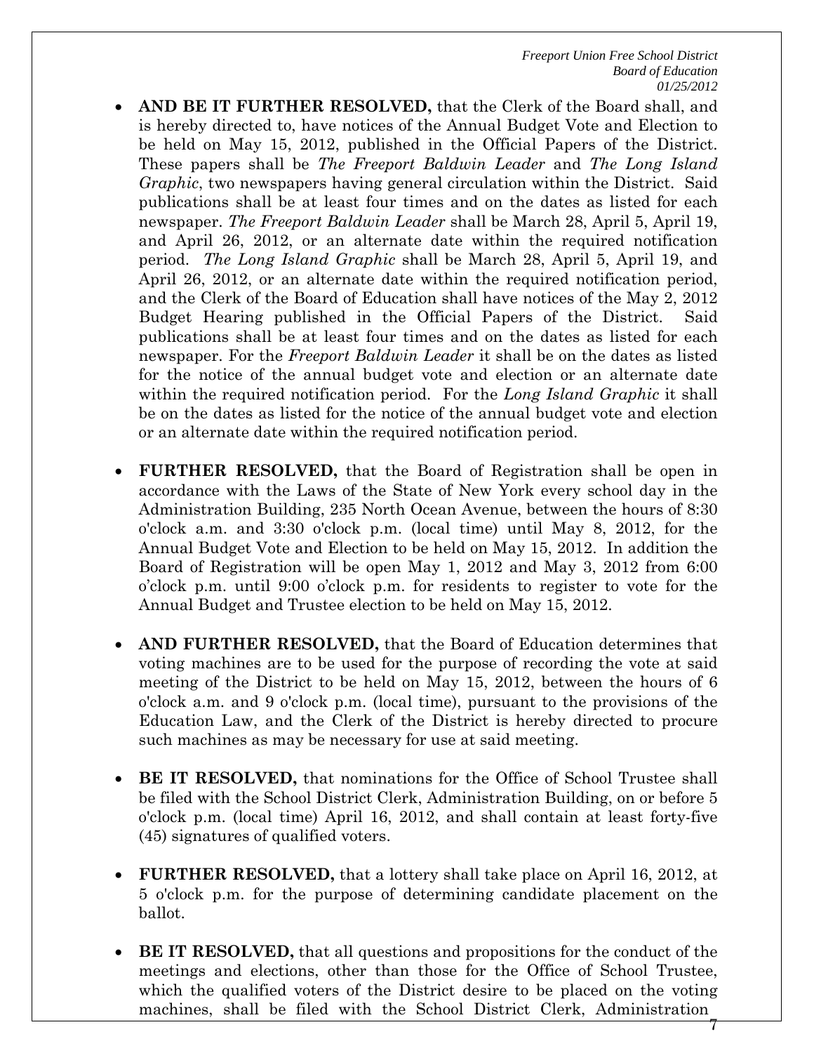- **AND BE IT FURTHER RESOLVED,** that the Clerk of the Board shall, and is hereby directed to, have notices of the Annual Budget Vote and Election to be held on May 15, 2012, published in the Official Papers of the District. These papers shall be *The Freeport Baldwin Leader* and *The Long Island Graphic*, two newspapers having general circulation within the District. Said publications shall be at least four times and on the dates as listed for each newspaper. *The Freeport Baldwin Leader* shall be March 28, April 5, April 19, and April 26, 2012, or an alternate date within the required notification period. *The Long Island Graphic* shall be March 28, April 5, April 19, and April 26, 2012, or an alternate date within the required notification period, and the Clerk of the Board of Education shall have notices of the May 2, 2012 Budget Hearing published in the Official Papers of the District. Said publications shall be at least four times and on the dates as listed for each newspaper. For the *Freeport Baldwin Leader* it shall be on the dates as listed for the notice of the annual budget vote and election or an alternate date within the required notification period. For the *Long Island Graphic* it shall be on the dates as listed for the notice of the annual budget vote and election or an alternate date within the required notification period.

- **FURTHER RESOLVED,** that the Board of Registration shall be open in accordance with the Laws of the State of New York every school day in the Administration Building, 235 North Ocean Avenue, between the hours of 8:30 o'clock a.m. and 3:30 o'clock p.m. (local time) until May 8, 2012, for the Annual Budget Vote and Election to be held on May 15, 2012. In addition the Board of Registration will be open May 1, 2012 and May 3, 2012 from 6:00 o'clock p.m. until 9:00 o'clock p.m. for residents to register to vote for the Annual Budget and Trustee election to be held on May 15, 2012.

- **AND FURTHER RESOLVED,** that the Board of Education determines that voting machines are to be used for the purpose of recording the vote at said meeting of the District to be held on May 15, 2012, between the hours of 6 o'clock a.m. and 9 o'clock p.m. (local time), pursuant to the provisions of the Education Law, and the Clerk of the District is hereby directed to procure such machines as may be necessary for use at said meeting.

- **BE IT RESOLVED,** that nominations for the Office of School Trustee shall be filed with the School District Clerk, Administration Building, on or before 5 o'clock p.m. (local time) April 16, 2012, and shall contain at least forty-five (45) signatures of qualified voters.

- **FURTHER RESOLVED,** that a lottery shall take place on April 16, 2012, at 5 o'clock p.m. for the purpose of determining candidate placement on the ballot.

- **BE IT RESOLVED,** that all questions and propositions for the conduct of the meetings and elections, other than those for the Office of School Trustee, which the qualified voters of the District desire to be placed on the voting machines, shall be filed with the School District Clerk, Administration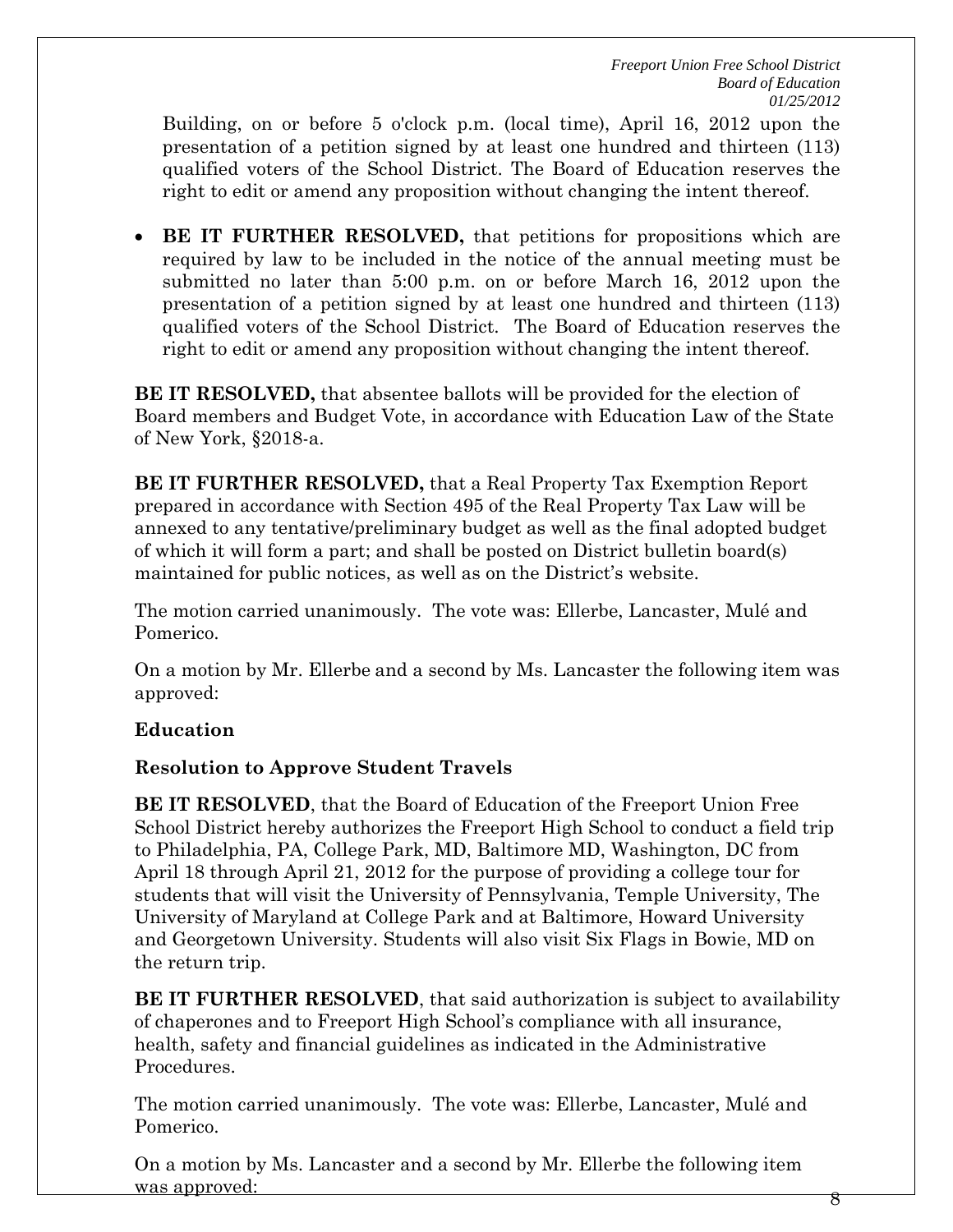Building, on or before 5 o'clock p.m. (local time), April 16, 2012 upon the presentation of a petition signed by at least one hundred and thirteen (113) qualified voters of the School District. The Board of Education reserves the right to edit or amend any proposition without changing the intent thereof.

- **BE IT FURTHER RESOLVED,** that petitions for propositions which are required by law to be included in the notice of the annual meeting must be submitted no later than 5:00 p.m. on or before March 16, 2012 upon the presentation of a petition signed by at least one hundred and thirteen (113) qualified voters of the School District. The Board of Education reserves the right to edit or amend any proposition without changing the intent thereof.

**BE IT RESOLVED,** that absentee ballots will be provided for the election of Board members and Budget Vote, in accordance with Education Law of the State of New York, §2018-a.

**BE IT FURTHER RESOLVED,** that a Real Property Tax Exemption Report prepared in accordance with Section 495 of the Real Property Tax Law will be annexed to any tentative/preliminary budget as well as the final adopted budget of which it will form a part; and shall be posted on District bulletin board(s) maintained for public notices, as well as on the District's website.

The motion carried unanimously. The vote was: Ellerbe, Lancaster, Mulé and Pomerico.

On a motion by Mr. Ellerbe and a second by Ms. Lancaster the following item was approved:

**Education**

**Resolution to Approve Student Travels**

**BE IT RESOLVED**, that the Board of Education of the Freeport Union Free School District hereby authorizes the Freeport High School to conduct a field trip to Philadelphia, PA, College Park, MD, Baltimore MD, Washington, DC from April 18 through April 21, 2012 for the purpose of providing a college tour for students that will visit the University of Pennsylvania, Temple University, The University of Maryland at College Park and at Baltimore, Howard University and Georgetown University. Students will also visit Six Flags in Bowie, MD on the return trip.

**BE IT FURTHER RESOLVED**, that said authorization is subject to availability of chaperones and to Freeport High School's compliance with all insurance, health, safety and financial guidelines as indicated in the Administrative Procedures.

The motion carried unanimously. The vote was: Ellerbe, Lancaster, Mulé and Pomerico.

On a motion by Ms. Lancaster and a second by Mr. Ellerbe the following item was approved: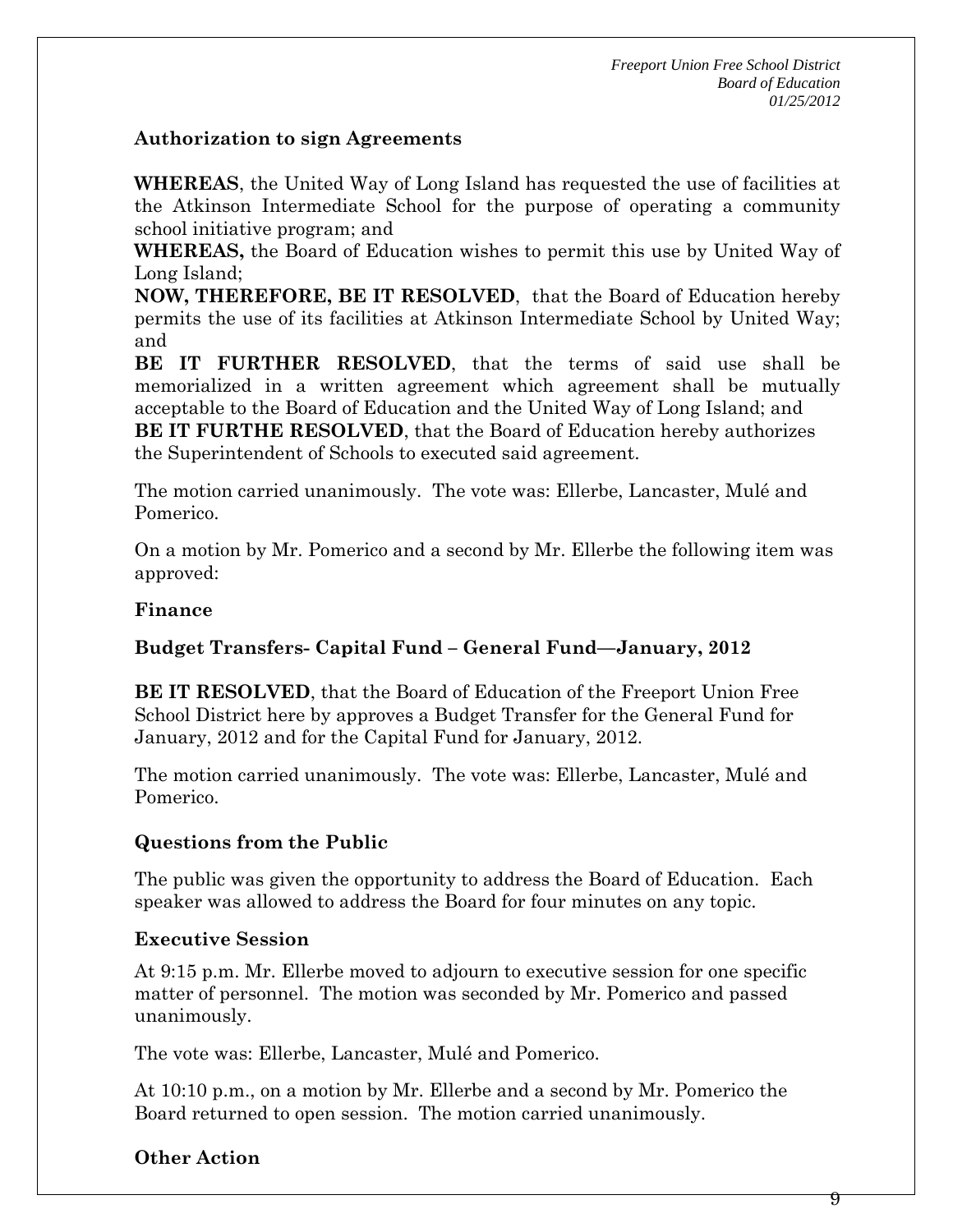**Authorization to sign Agreements**

**WHEREAS**, the United Way of Long Island has requested the use of facilities at the Atkinson Intermediate School for the purpose of operating a community school initiative program; and

**WHEREAS,** the Board of Education wishes to permit this use by United Way of Long Island;

**NOW, THEREFORE, BE IT RESOLVED**, that the Board of Education hereby permits the use of its facilities at Atkinson Intermediate School by United Way; and

**BE IT FURTHER RESOLVED**, that the terms of said use shall be memorialized in a written agreement which agreement shall be mutually acceptable to the Board of Education and the United Way of Long Island; and

**BE IT FURTHE RESOLVED**, that the Board of Education hereby authorizes the Superintendent of Schools to executed said agreement.

The motion carried unanimously. The vote was: Ellerbe, Lancaster, Mulé and Pomerico.

On a motion by Mr. Pomerico and a second by Mr. Ellerbe the following item was approved:

**Finance**

**Budget Transfers- Capital Fund – General Fund—January, 2012**

**BE IT RESOLVED**, that the Board of Education of the Freeport Union Free School District here by approves a Budget Transfer for the General Fund for January, 2012 and for the Capital Fund for January, 2012.

The motion carried unanimously. The vote was: Ellerbe, Lancaster, Mulé and Pomerico.

**Questions from the Public**

The public was given the opportunity to address the Board of Education. Each speaker was allowed to address the Board for four minutes on any topic.

**Executive Session**

At 9:15 p.m. Mr. Ellerbe moved to adjourn to executive session for one specific matter of personnel. The motion was seconded by Mr. Pomerico and passed unanimously.

The vote was: Ellerbe, Lancaster, Mulé and Pomerico.

At 10:10 p.m., on a motion by Mr. Ellerbe and a second by Mr. Pomerico the Board returned to open session. The motion carried unanimously.

**Other Action**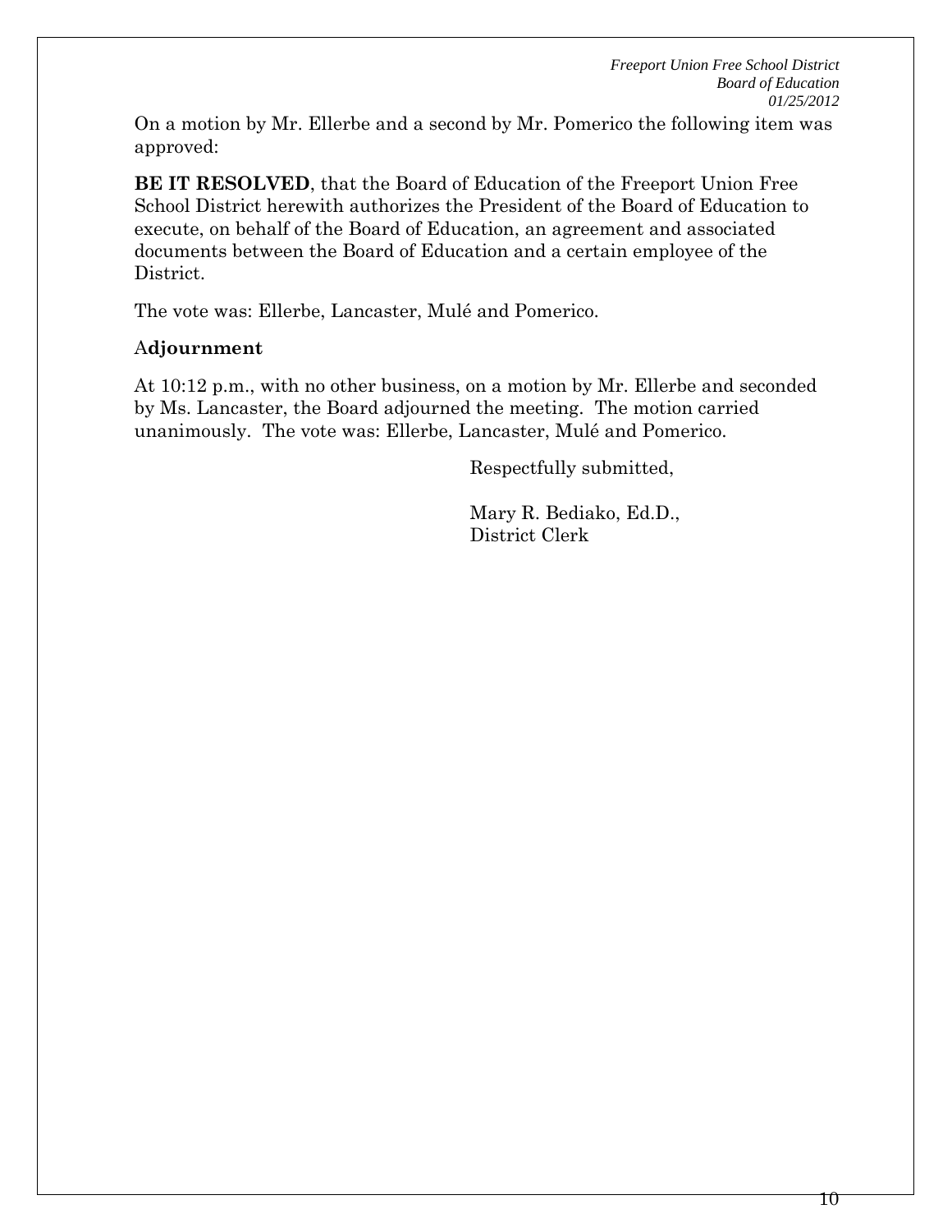On a motion by Mr. Ellerbe and a second by Mr. Pomerico the following item was approved:

**BE IT RESOLVED**, that the Board of Education of the Freeport Union Free School District herewith authorizes the President of the Board of Education to execute, on behalf of the Board of Education, an agreement and associated documents between the Board of Education and a certain employee of the District.

The vote was: Ellerbe, Lancaster, Mulé and Pomerico.

**Adjournment**

At 10:12 p.m., with no other business, on a motion by Mr. Ellerbe and seconded by Ms. Lancaster, the Board adjourned the meeting. The motion carried unanimously. The vote was: Ellerbe, Lancaster, Mulé and Pomerico.

Respectfully submitted,

Mary R. Bediako, Ed.D.,
District Clerk